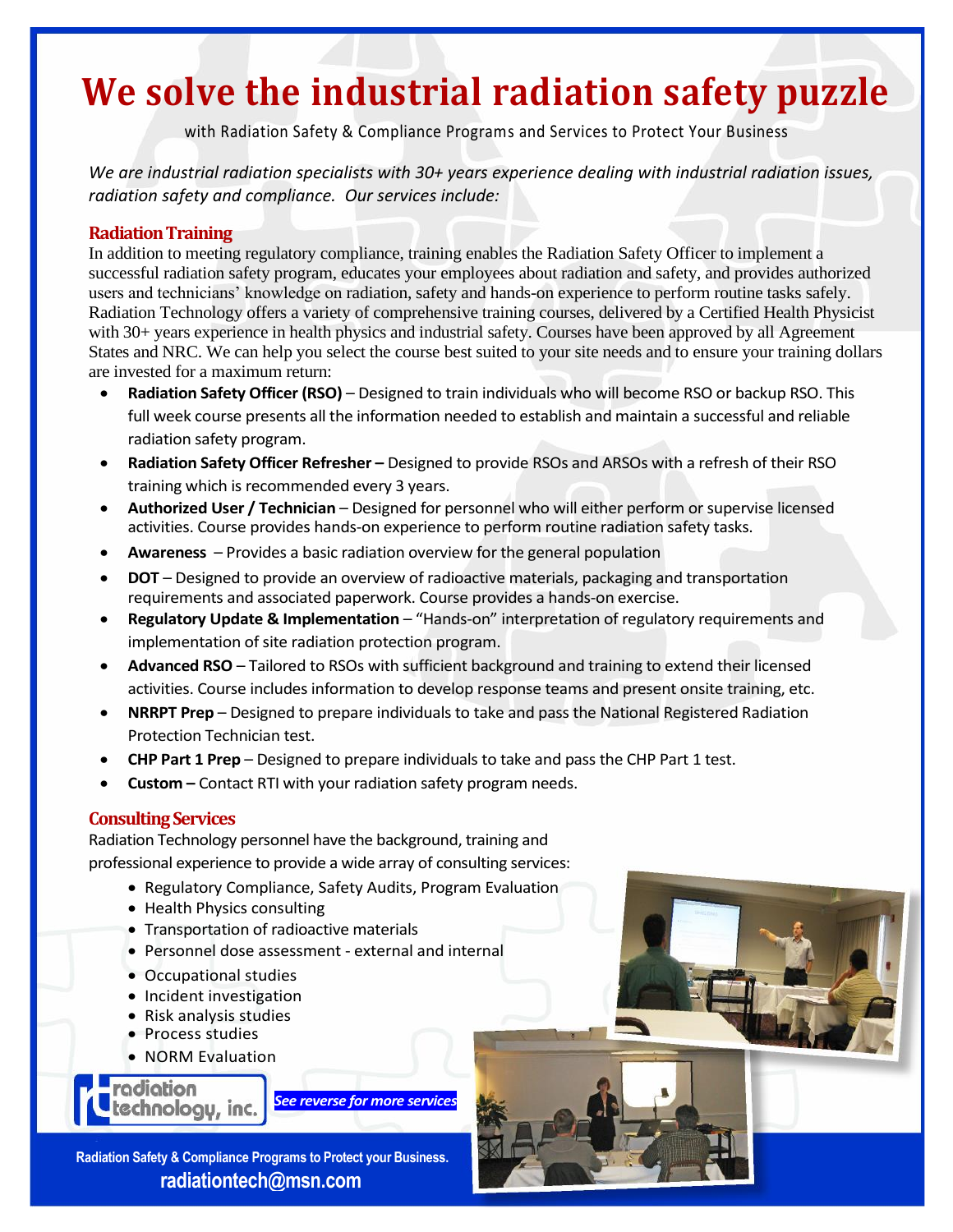# We solve the industrial radiation safety puzzle

with Radiation Safety & Compliance Programs and Services to Protect Your Business

*We are industrial radiation specialists with 30+ years experience dealing with industrial radiation issues, radiation safety and compliance. Our services include:*

## Radiation Training

In addition to meeting regulatory compliance, training enables the Radiation Safety Officer to implement a successful radiation safety program, educates your employees about radiation and safety, and provides authorized users and technicians' knowledge on radiation, safety and hands-on experience to perform routine tasks safely. Radiation Technology offers a variety of comprehensive training courses, delivered by a Certified Health Physicist with 30+ years experience in health physics and industrial safety. Courses have been approved by all Agreement States and NRC. We can help you select the course best suited to your site needs and to ensure your training dollars are invested for a maximum return:

- **Radiation Safety Officer (RSO)** – Designed to train individuals who will become RSO or backup RSO. This full week course presents all the information needed to establish and maintain a successful and reliable radiation safety program.
- **Radiation Safety Officer Refresher –** Designed to provide RSOs and ARSOs with a refresh of their RSO training which is recommended every 3 years.
- **Authorized User / Technician** – Designed for personnel who will either perform or supervise licensed activities. Course provides hands-on experience to perform routine radiation safety tasks.
- **Awareness** – Provides a basic radiation overview for the general population
- **DOT** – Designed to provide an overview of radioactive materials, packaging and transportation requirements and associated paperwork. Course provides a hands-on exercise.
- **Regulatory Update & Implementation** – "Hands-on" interpretation of regulatory requirements and implementation of site radiation protection program.
- **Advanced RSO** – Tailored to RSOs with sufficient background and training to extend their licensed activities. Course includes information to develop response teams and present onsite training, etc.
- **NRRPT Prep** – Designed to prepare individuals to take and pass the National Registered Radiation Protection Technician test.
- **CHP Part 1 Prep** – Designed to prepare individuals to take and pass the CHP Part 1 test.
- **Custom –** Contact RTI with your radiation safety program needs.

## Consulting Services

Radiation Technology personnel have the background, training and professional experience to provide a wide array of consulting services:

- Regulatory Compliance, Safety Audits, Program Evaluation
- Health Physics consulting
- Transportation of radioactive materials
- Personnel dose assessment - external and internal
- Occupational studies
- Incident investigation
- Risk analysis studies
- Process studies
- NORM Evaluation

radiation technology, inc.

***See reverse for more services***

**Radiation Safety & Compliance Programs to Protect your Business.**

**radiationtech@msn.com**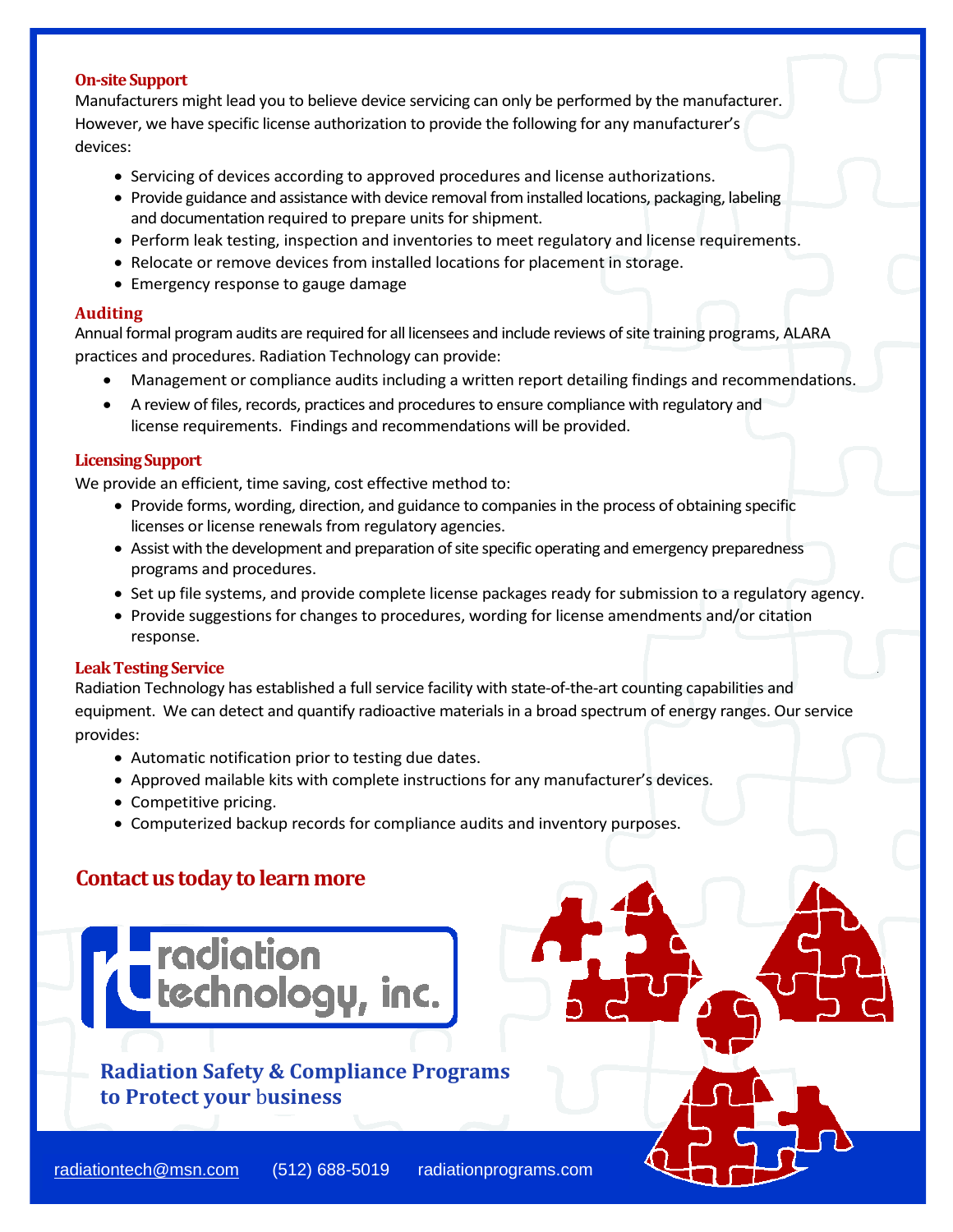## On-site Support

Manufacturers might lead you to believe device servicing can only be performed by the manufacturer. However, we have specific license authorization to provide the following for any manufacturer's devices:

- Servicing of devices according to approved procedures and license authorizations.
- Provide guidance and assistance with device removal from installed locations, packaging, labeling and documentation required to prepare units for shipment.
- Perform leak testing, inspection and inventories to meet regulatory and license requirements.
- Relocate or remove devices from installed locations for placement in storage.
- Emergency response to gauge damage

## Auditing

Annual formal program audits are required for all licensees and include reviews of site training programs, ALARA practices and procedures. Radiation Technology can provide:

- Management or compliance audits including a written report detailing findings and recommendations.
- A review of files, records, practices and procedures to ensure compliance with regulatory and license requirements. Findings and recommendations will be provided.

## Licensing Support

We provide an efficient, time saving, cost effective method to:

- Provide forms, wording, direction, and guidance to companies in the process of obtaining specific licenses or license renewals from regulatory agencies.
- Assist with the development and preparation of site specific operating and emergency preparedness programs and procedures.
- Set up file systems, and provide complete license packages ready for submission to a regulatory agency.
- Provide suggestions for changes to procedures, wording for license amendments and/or citation response.

## Leak Testing Service

Radiation Technology has established a full service facility with state-of-the-art counting capabilities and equipment. We can detect and quantify radioactive materials in a broad spectrum of energy ranges. Our service provides:

- Automatic notification prior to testing due dates.
- Approved mailable kits with complete instructions for any manufacturer's devices.
- Competitive pricing.
- Computerized backup records for compliance audits and inventory purposes.

## Contact us today to learn more

radiation technology, inc.

**Radiation Safety & Compliance Programs to Protect your business**

radiationtech@msn.com (512) 688-5019 radiationprograms.com